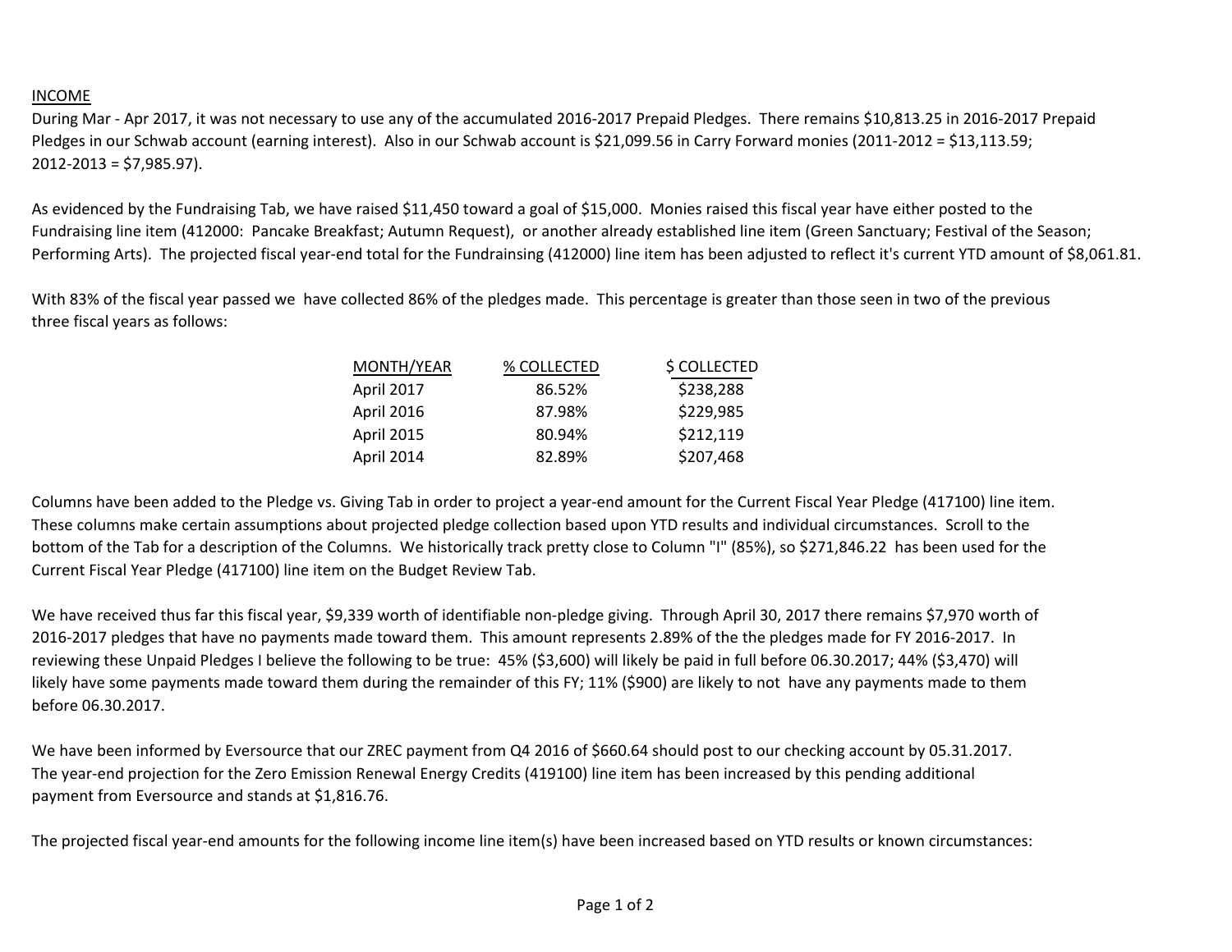INCOME

During Mar - Apr 2017, it was not necessary to use any of the accumulated 2016-2017 Prepaid Pledges. There remains $10,813.25 in 2016-2017 Prepaid Pledges in our Schwab account (earning interest). Also in our Schwab account is $21,099.56 in Carry Forward monies (2011-2012 = $13,113.59; 2012-2013 = $7,985.97).

As evidenced by the Fundraising Tab, we have raised $11,450 toward a goal of $15,000. Monies raised this fiscal year have either posted to the Fundraising line item (412000: Pancake Breakfast; Autumn Request), or another already established line item (Green Sanctuary; Festival of the Season; Performing Arts). The projected fiscal year-end total for the Fundrainsing (412000) line item has been adjusted to reflect it's current YTD amount of $8,061.81.

With 83% of the fiscal year passed we have collected 86% of the pledges made. This percentage is greater than those seen in two of the previous three fiscal years as follows:

| MONTH/YEAR | % COLLECTED | $ COLLECTED |
|---|---|---|
| April 2017 | 86.52% | $238,288 |
| April 2016 | 87.98% | $229,985 |
| April 2015 | 80.94% | $212,119 |
| April 2014 | 82.89% | $207,468 |

Columns have been added to the Pledge vs. Giving Tab in order to project a year-end amount for the Current Fiscal Year Pledge (417100) line item. These columns make certain assumptions about projected pledge collection based upon YTD results and individual circumstances. Scroll to the bottom of the Tab for a description of the Columns. We historically track pretty close to Column "I" (85%), so $271,846.22 has been used for the Current Fiscal Year Pledge (417100) line item on the Budget Review Tab.

We have received thus far this fiscal year, $9,339 worth of identifiable non-pledge giving. Through April 30, 2017 there remains $7,970 worth of 2016-2017 pledges that have no payments made toward them. This amount represents 2.89% of the the pledges made for FY 2016-2017. In reviewing these Unpaid Pledges I believe the following to be true: 45% ($3,600) will likely be paid in full before 06.30.2017; 44% ($3,470) will likely have some payments made toward them during the remainder of this FY; 11% ($900) are likely to not have any payments made to them before 06.30.2017.

We have been informed by Eversource that our ZREC payment from Q4 2016 of $660.64 should post to our checking account by 05.31.2017. The year-end projection for the Zero Emission Renewal Energy Credits (419100) line item has been increased by this pending additional payment from Eversource and stands at $1,816.76.

The projected fiscal year-end amounts for the following income line item(s) have been increased based on YTD results or known circumstances: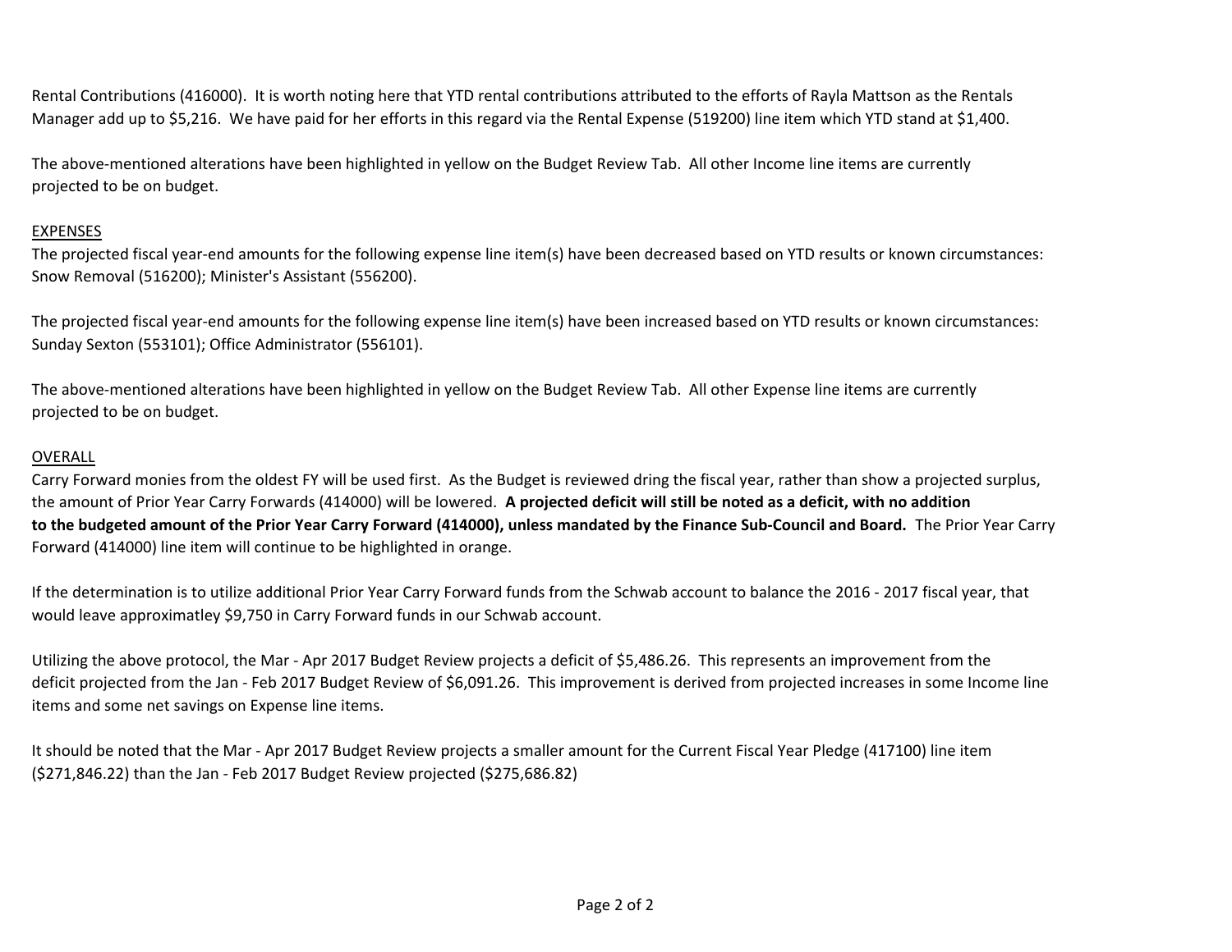Rental Contributions (416000). It is worth noting here that YTD rental contributions attributed to the efforts of Rayla Mattson as the Rentals Manager add up to $5,216. We have paid for her efforts in this regard via the Rental Expense (519200) line item which YTD stand at $1,400.

The above-mentioned alterations have been highlighted in yellow on the Budget Review Tab. All other Income line items are currently projected to be on budget.

<u>EXPENSES</u>

The projected fiscal year-end amounts for the following expense line item(s) have been decreased based on YTD results or known circumstances: Snow Removal (516200); Minister's Assistant (556200).

The projected fiscal year-end amounts for the following expense line item(s) have been increased based on YTD results or known circumstances: Sunday Sexton (553101); Office Administrator (556101).

The above-mentioned alterations have been highlighted in yellow on the Budget Review Tab. All other Expense line items are currently projected to be on budget.

<u>OVERALL</u>

Carry Forward monies from the oldest FY will be used first. As the Budget is reviewed dring the fiscal year, rather than show a projected surplus, the amount of Prior Year Carry Forwards (414000) will be lowered. **A projected deficit will still be noted as a deficit, with no addition to the budgeted amount of the Prior Year Carry Forward (414000), unless mandated by the Finance Sub-Council and Board.** The Prior Year Carry Forward (414000) line item will continue to be highlighted in orange.

If the determination is to utilize additional Prior Year Carry Forward funds from the Schwab account to balance the 2016 - 2017 fiscal year, that would leave approximatley $9,750 in Carry Forward funds in our Schwab account.

Utilizing the above protocol, the Mar - Apr 2017 Budget Review projects a deficit of $5,486.26. This represents an improvement from the deficit projected from the Jan - Feb 2017 Budget Review of $6,091.26. This improvement is derived from projected increases in some Income line items and some net savings on Expense line items.

It should be noted that the Mar - Apr 2017 Budget Review projects a smaller amount for the Current Fiscal Year Pledge (417100) line item ($271,846.22) than the Jan - Feb 2017 Budget Review projected ($275,686.82)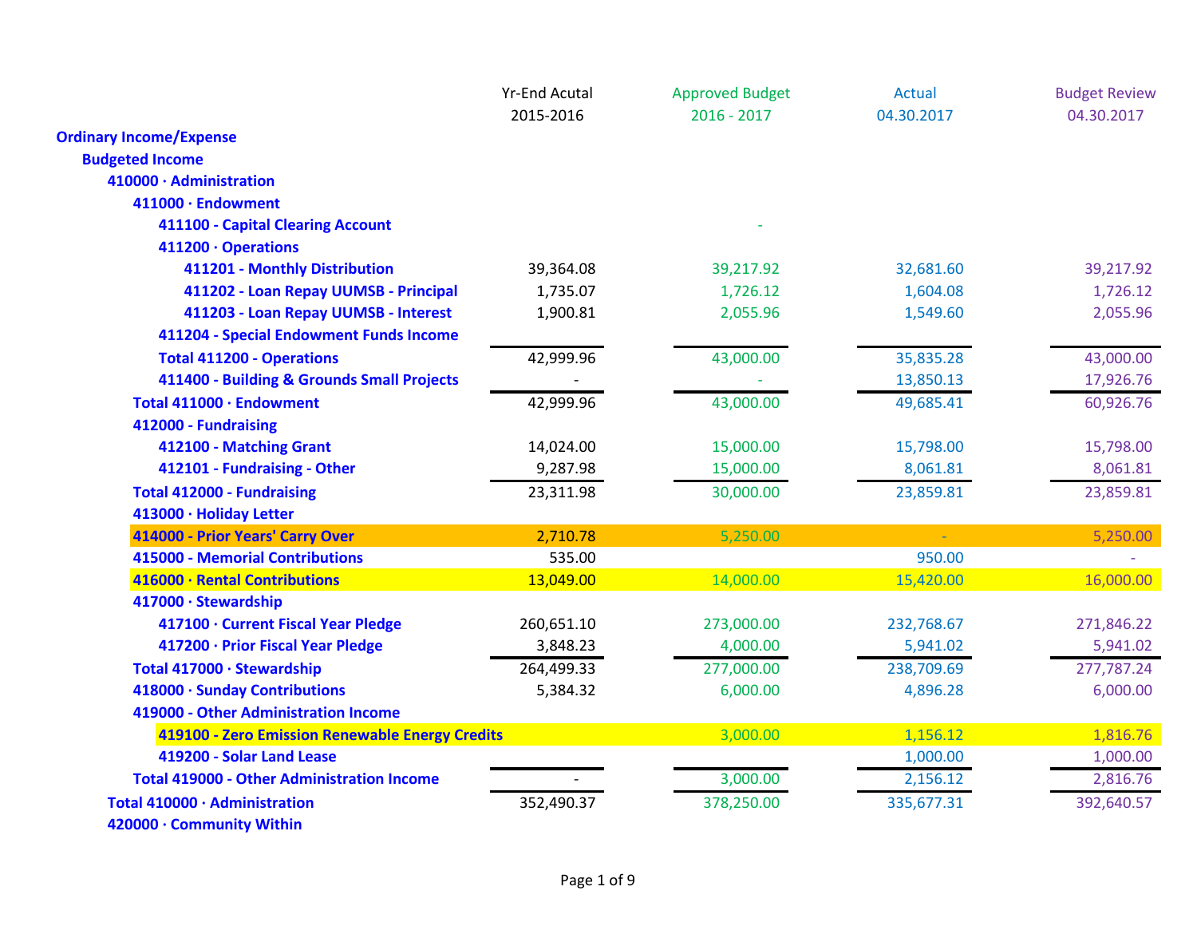| | Yr-End Acutal 2015-2016 | Approved Budget 2016 - 2017 | Actual 04.30.2017 | Budget Review 04.30.2017 |
|---|---|---|---|---|
| **Ordinary Income/Expense** | | | | |
| **Budgeted Income** | | | | |
| **410000 · Administration** | | | | |
| **411000 · Endowment** | | | | |
| **411100 - Capital Clearing Account** | | - | | |
| **411200 · Operations** | | | | |
| **411201 - Monthly Distribution** | 39,364.08 | 39,217.92 | 32,681.60 | 39,217.92 |
| **411202 - Loan Repay UUMSB - Principal** | 1,735.07 | 1,726.12 | 1,604.08 | 1,726.12 |
| **411203 - Loan Repay UUMSB - Interest** | 1,900.81 | 2,055.96 | 1,549.60 | 2,055.96 |
| **411204 - Special Endowment Funds Income** | | | | |
| **Total 411200 - Operations** | 42,999.96 | 43,000.00 | 35,835.28 | 43,000.00 |
| **411400 - Building & Grounds Small Projects** | - | - | 13,850.13 | 17,926.76 |
| **Total 411000 · Endowment** | 42,999.96 | 43,000.00 | 49,685.41 | 60,926.76 |
| **412000 - Fundraising** | | | | |
| **412100 - Matching Grant** | 14,024.00 | 15,000.00 | 15,798.00 | 15,798.00 |
| **412101 - Fundraising - Other** | 9,287.98 | 15,000.00 | 8,061.81 | 8,061.81 |
| **Total 412000 - Fundraising** | 23,311.98 | 30,000.00 | 23,859.81 | 23,859.81 |
| **413000 · Holiday Letter** | | | | |
| **414000 - Prior Years' Carry Over** | 2,710.78 | 5,250.00 | - | 5,250.00 |
| **415000 - Memorial Contributions** | 535.00 | | 950.00 | - |
| **416000 · Rental Contributions** | 13,049.00 | 14,000.00 | 15,420.00 | 16,000.00 |
| **417000 · Stewardship** | | | | |
| **417100 · Current Fiscal Year Pledge** | 260,651.10 | 273,000.00 | 232,768.67 | 271,846.22 |
| **417200 · Prior Fiscal Year Pledge** | 3,848.23 | 4,000.00 | 5,941.02 | 5,941.02 |
| **Total 417000 · Stewardship** | 264,499.33 | 277,000.00 | 238,709.69 | 277,787.24 |
| **418000 · Sunday Contributions** | 5,384.32 | 6,000.00 | 4,896.28 | 6,000.00 |
| **419000 - Other Administration Income** | | | | |
| **419100 - Zero Emission Renewable Energy Credits** | | 3,000.00 | 1,156.12 | 1,816.76 |
| **419200 - Solar Land Lease** | | | 1,000.00 | 1,000.00 |
| **Total 419000 - Other Administration Income** | - | 3,000.00 | 2,156.12 | 2,816.76 |
| **Total 410000 · Administration** | 352,490.37 | 378,250.00 | 335,677.31 | 392,640.57 |
| **420000 · Community Within** | | | | |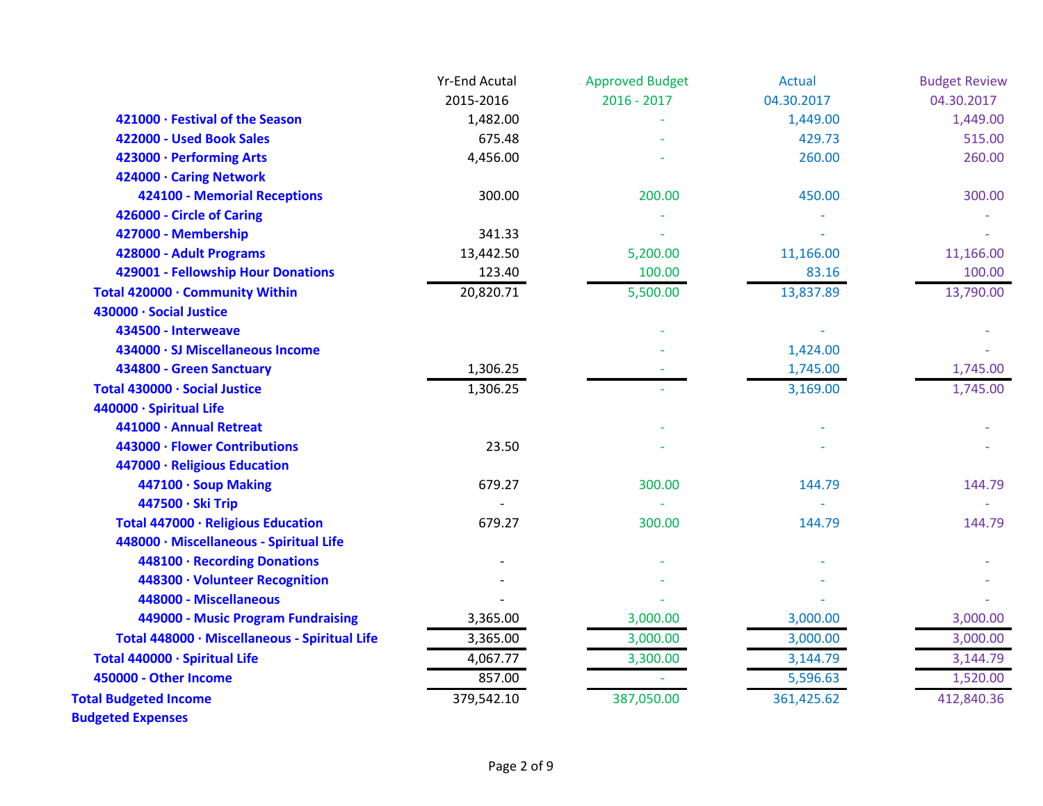| | Yr-End Acutal 2015-2016 | Approved Budget 2016 - 2017 | Actual 04.30.2017 | Budget Review 04.30.2017 |
|---|---|---|---|---|
| **421000 · Festival of the Season** | 1,482.00 | - | 1,449.00 | 1,449.00 |
| **422000 - Used Book Sales** | 675.48 | - | 429.73 | 515.00 |
| **423000 · Performing Arts** | 4,456.00 | - | 260.00 | 260.00 |
| **424000 · Caring Network** | | | | |
| **424100 - Memorial Receptions** | 300.00 | 200.00 | 450.00 | 300.00 |
| **426000 - Circle of Caring** | | - | - | - |
| **427000 - Membership** | 341.33 | - | - | - |
| **428000 - Adult Programs** | 13,442.50 | 5,200.00 | 11,166.00 | 11,166.00 |
| **429001 - Fellowship Hour Donations** | 123.40 | 100.00 | 83.16 | 100.00 |
| **Total 420000 · Community Within** | 20,820.71 | 5,500.00 | 13,837.89 | 13,790.00 |
| **430000 · Social Justice** | | | | |
| **434500 - Interweave** | | - | - | - |
| **434000 · SJ Miscellaneous Income** | | - | 1,424.00 | - |
| **434800 - Green Sanctuary** | 1,306.25 | - | 1,745.00 | 1,745.00 |
| **Total 430000 · Social Justice** | 1,306.25 | - | 3,169.00 | 1,745.00 |
| **440000 · Spiritual Life** | | | | |
| **441000 · Annual Retreat** | | - | - | - |
| **443000 · Flower Contributions** | 23.50 | - | - | - |
| **447000 · Religious Education** | | | | |
| **447100 · Soup Making** | 679.27 | 300.00 | 144.79 | 144.79 |
| **447500 · Ski Trip** | - | - | - | - |
| **Total 447000 · Religious Education** | 679.27 | 300.00 | 144.79 | 144.79 |
| **448000 · Miscellaneous - Spiritual Life** | | | | |
| **448100 · Recording Donations** | - | - | - | - |
| **448300 · Volunteer Recognition** | - | - | - | - |
| **448000 - Miscellaneous** | - | - | - | - |
| **449000 - Music Program Fundraising** | 3,365.00 | 3,000.00 | 3,000.00 | 3,000.00 |
| **Total 448000 · Miscellaneous - Spiritual Life** | 3,365.00 | 3,000.00 | 3,000.00 | 3,000.00 |
| **Total 440000 · Spiritual Life** | 4,067.77 | 3,300.00 | 3,144.79 | 3,144.79 |
| **450000 - Other Income** | 857.00 | - | 5,596.63 | 1,520.00 |
| **Total Budgeted Income** | 379,542.10 | 387,050.00 | 361,425.62 | 412,840.36 |
| **Budgeted Expenses** | | | | |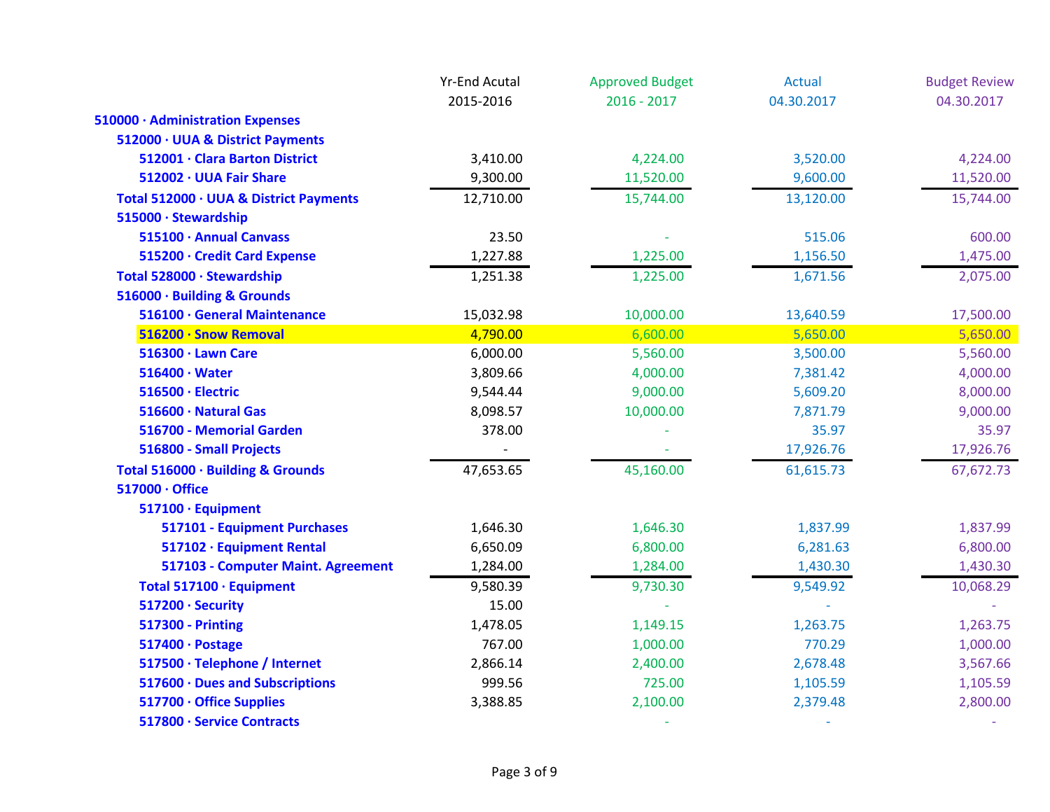| | Yr-End Acutal 2015-2016 | Approved Budget 2016 - 2017 | Actual 04.30.2017 | Budget Review 04.30.2017 |
|---|---|---|---|---|
| **510000 · Administration Expenses** | | | | |
| **512000 · UUA & District Payments** | | | | |
| **512001 · Clara Barton District** | 3,410.00 | 4,224.00 | 3,520.00 | 4,224.00 |
| **512002 · UUA Fair Share** | 9,300.00 | 11,520.00 | 9,600.00 | 11,520.00 |
| **Total 512000 · UUA & District Payments** | 12,710.00 | 15,744.00 | 13,120.00 | 15,744.00 |
| **515000 · Stewardship** | | | | |
| **515100 · Annual Canvass** | 23.50 | - | 515.06 | 600.00 |
| **515200 · Credit Card Expense** | 1,227.88 | 1,225.00 | 1,156.50 | 1,475.00 |
| **Total 528000 · Stewardship** | 1,251.38 | 1,225.00 | 1,671.56 | 2,075.00 |
| **516000 · Building & Grounds** | | | | |
| **516100 · General Maintenance** | 15,032.98 | 10,000.00 | 13,640.59 | 17,500.00 |
| **516200 · Snow Removal** | 4,790.00 | 6,600.00 | 5,650.00 | 5,650.00 |
| **516300 · Lawn Care** | 6,000.00 | 5,560.00 | 3,500.00 | 5,560.00 |
| **516400 · Water** | 3,809.66 | 4,000.00 | 7,381.42 | 4,000.00 |
| **516500 · Electric** | 9,544.44 | 9,000.00 | 5,609.20 | 8,000.00 |
| **516600 · Natural Gas** | 8,098.57 | 10,000.00 | 7,871.79 | 9,000.00 |
| **516700 - Memorial Garden** | 378.00 | - | 35.97 | 35.97 |
| **516800 - Small Projects** | - | - | 17,926.76 | 17,926.76 |
| **Total 516000 · Building & Grounds** | 47,653.65 | 45,160.00 | 61,615.73 | 67,672.73 |
| **517000 · Office** | | | | |
| **517100 · Equipment** | | | | |
| **517101 - Equipment Purchases** | 1,646.30 | 1,646.30 | 1,837.99 | 1,837.99 |
| **517102 · Equipment Rental** | 6,650.09 | 6,800.00 | 6,281.63 | 6,800.00 |
| **517103 - Computer Maint. Agreement** | 1,284.00 | 1,284.00 | 1,430.30 | 1,430.30 |
| **Total 517100 · Equipment** | 9,580.39 | 9,730.30 | 9,549.92 | 10,068.29 |
| **517200 · Security** | 15.00 | - | - | - |
| **517300 - Printing** | 1,478.05 | 1,149.15 | 1,263.75 | 1,263.75 |
| **517400 · Postage** | 767.00 | 1,000.00 | 770.29 | 1,000.00 |
| **517500 · Telephone / Internet** | 2,866.14 | 2,400.00 | 2,678.48 | 3,567.66 |
| **517600 · Dues and Subscriptions** | 999.56 | 725.00 | 1,105.59 | 1,105.59 |
| **517700 · Office Supplies** | 3,388.85 | 2,100.00 | 2,379.48 | 2,800.00 |
| **517800 · Service Contracts** | | - | - | - |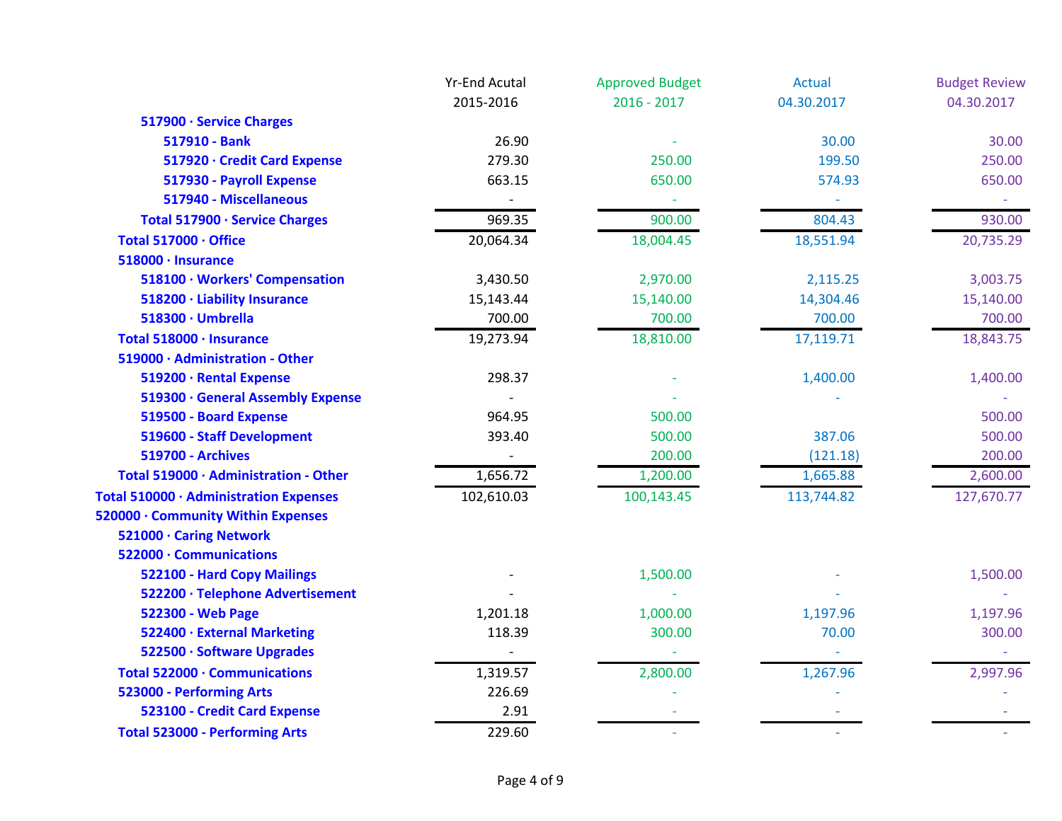| | Yr-End Acutal 2015-2016 | Approved Budget 2016 - 2017 | Actual 04.30.2017 | Budget Review 04.30.2017 |
|---|---|---|---|---|
| 517900 · Service Charges | | | | |
| 517910 - Bank | 26.90 | - | 30.00 | 30.00 |
| 517920 · Credit Card Expense | 279.30 | 250.00 | 199.50 | 250.00 |
| 517930 - Payroll Expense | 663.15 | 650.00 | 574.93 | 650.00 |
| 517940 - Miscellaneous | - | - | - | - |
| Total 517900 · Service Charges | 969.35 | 900.00 | 804.43 | 930.00 |
| Total 517000 · Office | 20,064.34 | 18,004.45 | 18,551.94 | 20,735.29 |
| 518000 · Insurance | | | | |
| 518100 · Workers' Compensation | 3,430.50 | 2,970.00 | 2,115.25 | 3,003.75 |
| 518200 · Liability Insurance | 15,143.44 | 15,140.00 | 14,304.46 | 15,140.00 |
| 518300 · Umbrella | 700.00 | 700.00 | 700.00 | 700.00 |
| Total 518000 · Insurance | 19,273.94 | 18,810.00 | 17,119.71 | 18,843.75 |
| 519000 · Administration - Other | | | | |
| 519200 · Rental Expense | 298.37 | - | 1,400.00 | 1,400.00 |
| 519300 · General Assembly Expense | - | - | - | - |
| 519500 - Board Expense | 964.95 | 500.00 | | 500.00 |
| 519600 - Staff Development | 393.40 | 500.00 | 387.06 | 500.00 |
| 519700 - Archives | - | 200.00 | (121.18) | 200.00 |
| Total 519000 · Administration - Other | 1,656.72 | 1,200.00 | 1,665.88 | 2,600.00 |
| Total 510000 · Administration Expenses | 102,610.03 | 100,143.45 | 113,744.82 | 127,670.77 |
| 520000 · Community Within Expenses | | | | |
| 521000 · Caring Network | | | | |
| 522000 · Communications | | | | |
| 522100 - Hard Copy Mailings | - | 1,500.00 | - | 1,500.00 |
| 522200 · Telephone Advertisement | - | - | - | - |
| 522300 - Web Page | 1,201.18 | 1,000.00 | 1,197.96 | 1,197.96 |
| 522400 · External Marketing | 118.39 | 300.00 | 70.00 | 300.00 |
| 522500 · Software Upgrades | - | - | - | - |
| Total 522000 · Communications | 1,319.57 | 2,800.00 | 1,267.96 | 2,997.96 |
| 523000 - Performing Arts | 226.69 | - | - | - |
| 523100 - Credit Card Expense | 2.91 | - | - | - |
| Total 523000 - Performing Arts | 229.60 | - | - | - |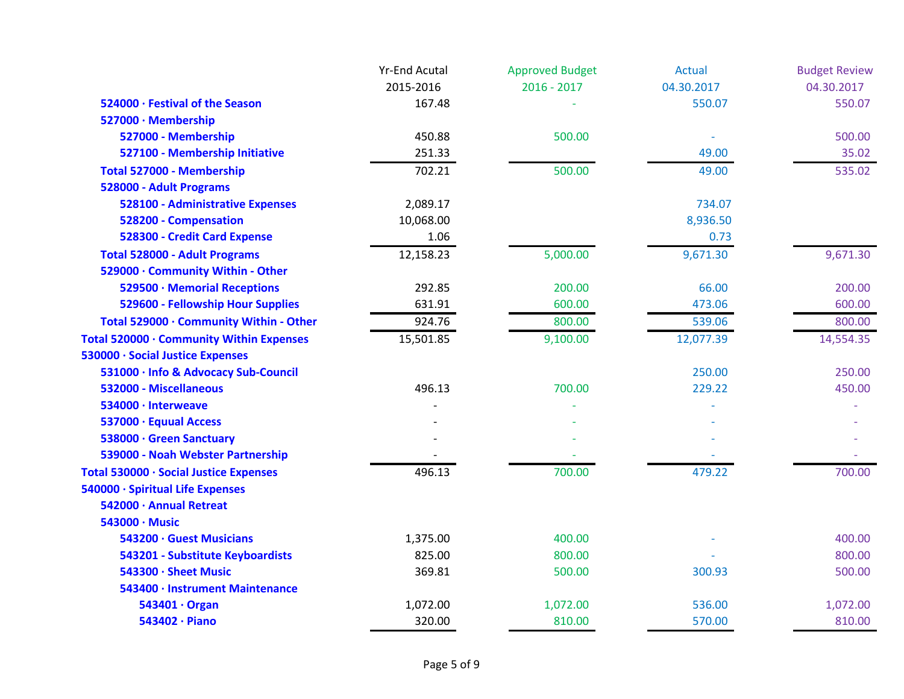| | Yr-End Acutal 2015-2016 | Approved Budget 2016 - 2017 | Actual 04.30.2017 | Budget Review 04.30.2017 |
|---|---|---|---|---|
| 524000 · Festival of the Season | 167.48 | - | 550.07 | 550.07 |
| 527000 · Membership | | | | |
| 527000 - Membership | 450.88 | 500.00 | - | 500.00 |
| 527100 - Membership Initiative | 251.33 | | 49.00 | 35.02 |
| Total 527000 - Membership | 702.21 | 500.00 | 49.00 | 535.02 |
| 528000 - Adult Programs | | | | |
| 528100 - Administrative Expenses | 2,089.17 | | 734.07 | |
| 528200 - Compensation | 10,068.00 | | 8,936.50 | |
| 528300 - Credit Card Expense | 1.06 | | 0.73 | |
| Total 528000 - Adult Programs | 12,158.23 | 5,000.00 | 9,671.30 | 9,671.30 |
| 529000 · Community Within - Other | | | | |
| 529500 · Memorial Receptions | 292.85 | 200.00 | 66.00 | 200.00 |
| 529600 - Fellowship Hour Supplies | 631.91 | 600.00 | 473.06 | 600.00 |
| Total 529000 · Community Within - Other | 924.76 | 800.00 | 539.06 | 800.00 |
| Total 520000 · Community Within Expenses | 15,501.85 | 9,100.00 | 12,077.39 | 14,554.35 |
| 530000 · Social Justice Expenses | | | | |
| 531000 · Info & Advocacy Sub-Council | | | 250.00 | 250.00 |
| 532000 - Miscellaneous | 496.13 | 700.00 | 229.22 | 450.00 |
| 534000 · Interweave | - | - | - | - |
| 537000 · Equual Access | - | - | - | - |
| 538000 · Green Sanctuary | - | - | - | - |
| 539000 - Noah Webster Partnership | - | - | - | - |
| Total 530000 · Social Justice Expenses | 496.13 | 700.00 | 479.22 | 700.00 |
| 540000 · Spiritual Life Expenses | | | | |
| 542000 · Annual Retreat | | | | |
| 543000 · Music | | | | |
| 543200 · Guest Musicians | 1,375.00 | 400.00 | - | 400.00 |
| 543201 - Substitute Keyboardists | 825.00 | 800.00 | - | 800.00 |
| 543300 · Sheet Music | 369.81 | 500.00 | 300.93 | 500.00 |
| 543400 · Instrument Maintenance | | | | |
| 543401 · Organ | 1,072.00 | 1,072.00 | 536.00 | 1,072.00 |
| 543402 · Piano | 320.00 | 810.00 | 570.00 | 810.00 |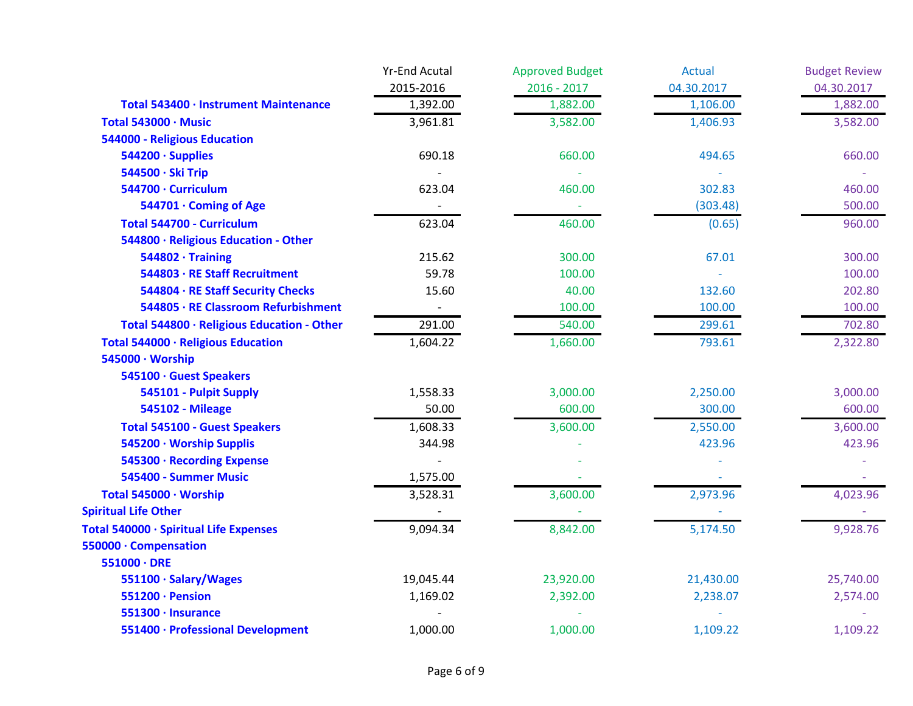| | Yr-End Acutal 2015-2016 | Approved Budget 2016 - 2017 | Actual 04.30.2017 | Budget Review 04.30.2017 |
|---|---|---|---|---|
| **Total 543400 · Instrument Maintenance** | 1,392.00 | 1,882.00 | 1,106.00 | 1,882.00 |
| **Total 543000 · Music** | 3,961.81 | 3,582.00 | 1,406.93 | 3,582.00 |
| **544000 - Religious Education** | | | | |
| **544200 · Supplies** | 690.18 | 660.00 | 494.65 | 660.00 |
| **544500 · Ski Trip** | - | - | - | - |
| **544700 · Curriculum** | 623.04 | 460.00 | 302.83 | 460.00 |
| **544701 · Coming of Age** | - | - | (303.48) | 500.00 |
| **Total 544700 - Curriculum** | 623.04 | 460.00 | (0.65) | 960.00 |
| **544800 · Religious Education - Other** | | | | |
| **544802 · Training** | 215.62 | 300.00 | 67.01 | 300.00 |
| **544803 · RE Staff Recruitment** | 59.78 | 100.00 | - | 100.00 |
| **544804 · RE Staff Security Checks** | 15.60 | 40.00 | 132.60 | 202.80 |
| **544805 · RE Classroom Refurbishment** | - | 100.00 | 100.00 | 100.00 |
| **Total 544800 · Religious Education - Other** | 291.00 | 540.00 | 299.61 | 702.80 |
| **Total 544000 · Religious Education** | 1,604.22 | 1,660.00 | 793.61 | 2,322.80 |
| **545000 · Worship** | | | | |
| **545100 · Guest Speakers** | | | | |
| **545101 - Pulpit Supply** | 1,558.33 | 3,000.00 | 2,250.00 | 3,000.00 |
| **545102 - Mileage** | 50.00 | 600.00 | 300.00 | 600.00 |
| **Total 545100 - Guest Speakers** | 1,608.33 | 3,600.00 | 2,550.00 | 3,600.00 |
| **545200 · Worship Supplis** | 344.98 | - | 423.96 | 423.96 |
| **545300 · Recording Expense** | - | - | - | - |
| **545400 - Summer Music** | 1,575.00 | - | - | - |
| **Total 545000 · Worship** | 3,528.31 | 3,600.00 | 2,973.96 | 4,023.96 |
| **Spiritual Life Other** | - | - | - | - |
| **Total 540000 · Spiritual Life Expenses** | 9,094.34 | 8,842.00 | 5,174.50 | 9,928.76 |
| **550000 · Compensation** | | | | |
| **551000 · DRE** | | | | |
| **551100 · Salary/Wages** | 19,045.44 | 23,920.00 | 21,430.00 | 25,740.00 |
| **551200 · Pension** | 1,169.02 | 2,392.00 | 2,238.07 | 2,574.00 |
| **551300 · Insurance** | - | - | - | - |
| **551400 · Professional Development** | 1,000.00 | 1,000.00 | 1,109.22 | 1,109.22 |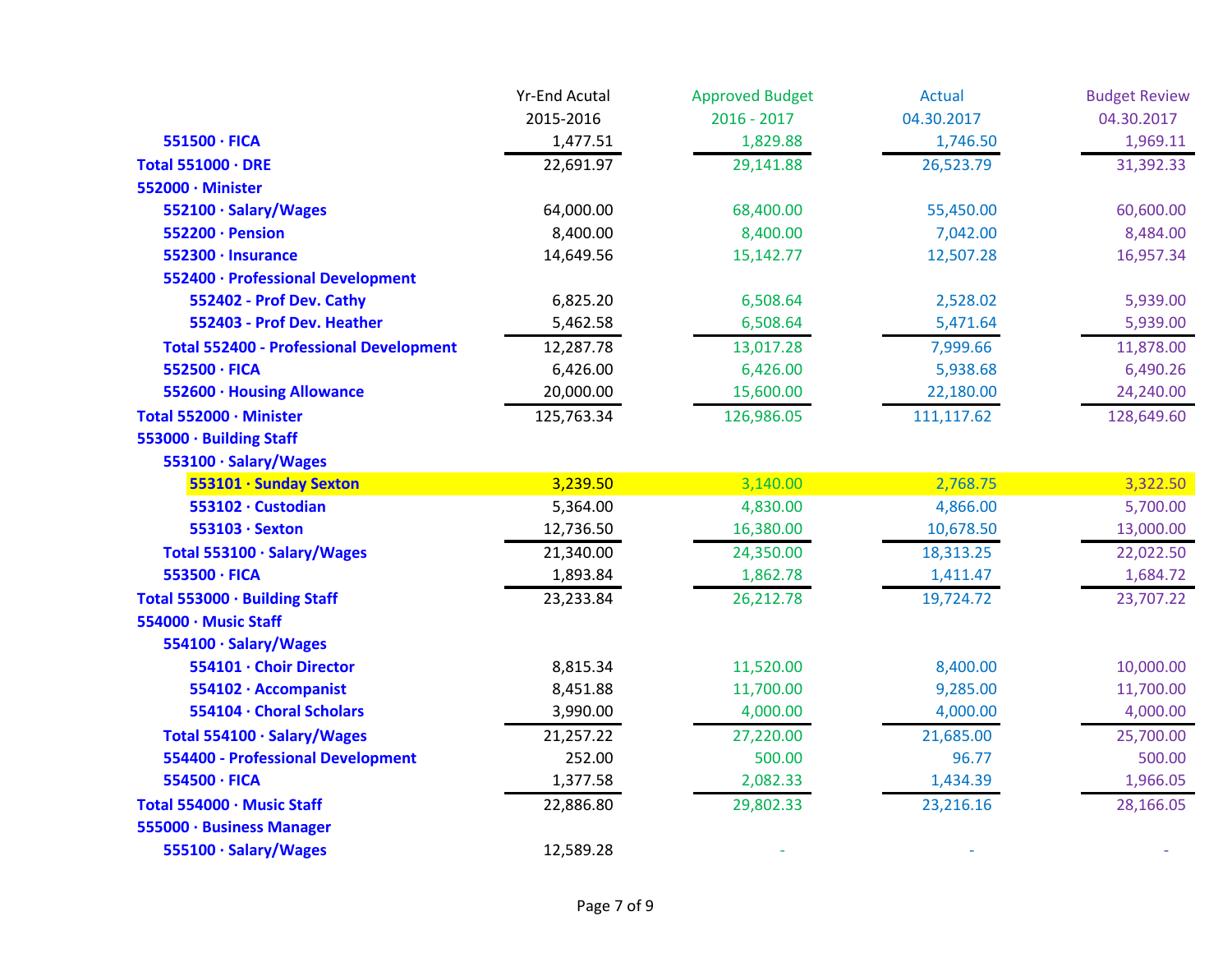| | Yr-End Acutal 2015-2016 | Approved Budget 2016 - 2017 | Actual 04.30.2017 | Budget Review 04.30.2017 |
|---|---|---|---|---|
| **551500 · FICA** | 1,477.51 | 1,829.88 | 1,746.50 | 1,969.11 |
| **Total 551000 · DRE** | 22,691.97 | 29,141.88 | 26,523.79 | 31,392.33 |
| **552000 · Minister** | | | | |
| **552100 · Salary/Wages** | 64,000.00 | 68,400.00 | 55,450.00 | 60,600.00 |
| **552200 · Pension** | 8,400.00 | 8,400.00 | 7,042.00 | 8,484.00 |
| **552300 · Insurance** | 14,649.56 | 15,142.77 | 12,507.28 | 16,957.34 |
| **552400 · Professional Development** | | | | |
| **552402 - Prof Dev. Cathy** | 6,825.20 | 6,508.64 | 2,528.02 | 5,939.00 |
| **552403 - Prof Dev. Heather** | 5,462.58 | 6,508.64 | 5,471.64 | 5,939.00 |
| **Total 552400 - Professional Development** | 12,287.78 | 13,017.28 | 7,999.66 | 11,878.00 |
| **552500 · FICA** | 6,426.00 | 6,426.00 | 5,938.68 | 6,490.26 |
| **552600 · Housing Allowance** | 20,000.00 | 15,600.00 | 22,180.00 | 24,240.00 |
| **Total 552000 · Minister** | 125,763.34 | 126,986.05 | 111,117.62 | 128,649.60 |
| **553000 · Building Staff** | | | | |
| **553100 · Salary/Wages** | | | | |
| **553101 · Sunday Sexton** | 3,239.50 | 3,140.00 | 2,768.75 | 3,322.50 |
| **553102 · Custodian** | 5,364.00 | 4,830.00 | 4,866.00 | 5,700.00 |
| **553103 · Sexton** | 12,736.50 | 16,380.00 | 10,678.50 | 13,000.00 |
| **Total 553100 · Salary/Wages** | 21,340.00 | 24,350.00 | 18,313.25 | 22,022.50 |
| **553500 · FICA** | 1,893.84 | 1,862.78 | 1,411.47 | 1,684.72 |
| **Total 553000 · Building Staff** | 23,233.84 | 26,212.78 | 19,724.72 | 23,707.22 |
| **554000 · Music Staff** | | | | |
| **554100 · Salary/Wages** | | | | |
| **554101 · Choir Director** | 8,815.34 | 11,520.00 | 8,400.00 | 10,000.00 |
| **554102 · Accompanist** | 8,451.88 | 11,700.00 | 9,285.00 | 11,700.00 |
| **554104 · Choral Scholars** | 3,990.00 | 4,000.00 | 4,000.00 | 4,000.00 |
| **Total 554100 · Salary/Wages** | 21,257.22 | 27,220.00 | 21,685.00 | 25,700.00 |
| **554400 - Professional Development** | 252.00 | 500.00 | 96.77 | 500.00 |
| **554500 · FICA** | 1,377.58 | 2,082.33 | 1,434.39 | 1,966.05 |
| **Total 554000 · Music Staff** | 22,886.80 | 29,802.33 | 23,216.16 | 28,166.05 |
| **555000 · Business Manager** | | | | |
| **555100 · Salary/Wages** | 12,589.28 | - | - | - |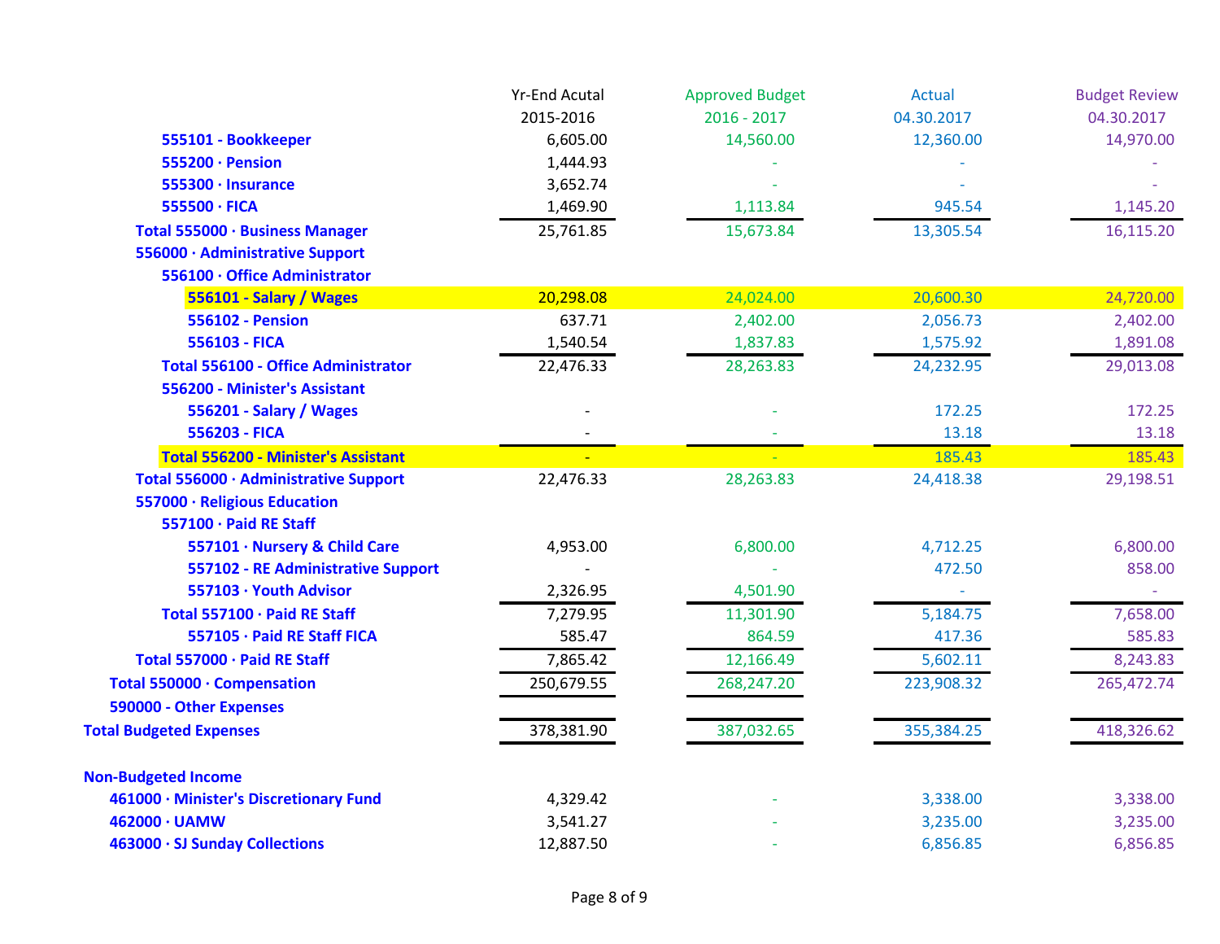| | Yr-End Acutal 2015-2016 | Approved Budget 2016 - 2017 | Actual 04.30.2017 | Budget Review 04.30.2017 |
|---|---|---|---|---|
| **555101 - Bookkeeper** | 6,605.00 | 14,560.00 | 12,360.00 | 14,970.00 |
| **555200 · Pension** | 1,444.93 | - | - | - |
| **555300 · Insurance** | 3,652.74 | - | - | - |
| **555500 · FICA** | 1,469.90 | 1,113.84 | 945.54 | 1,145.20 |
| **Total 555000 · Business Manager** | 25,761.85 | 15,673.84 | 13,305.54 | 16,115.20 |
| **556000 · Administrative Support** | | | | |
| **556100 · Office Administrator** | | | | |
| **556101 - Salary / Wages** | 20,298.08 | 24,024.00 | 20,600.30 | 24,720.00 |
| **556102 - Pension** | 637.71 | 2,402.00 | 2,056.73 | 2,402.00 |
| **556103 - FICA** | 1,540.54 | 1,837.83 | 1,575.92 | 1,891.08 |
| **Total 556100 - Office Administrator** | 22,476.33 | 28,263.83 | 24,232.95 | 29,013.08 |
| **556200 - Minister's Assistant** | | | | |
| **556201 - Salary / Wages** | - | - | 172.25 | 172.25 |
| **556203 - FICA** | - | - | 13.18 | 13.18 |
| **Total 556200 - Minister's Assistant** | - | - | 185.43 | 185.43 |
| **Total 556000 · Administrative Support** | 22,476.33 | 28,263.83 | 24,418.38 | 29,198.51 |
| **557000 · Religious Education** | | | | |
| **557100 · Paid RE Staff** | | | | |
| **557101 · Nursery & Child Care** | 4,953.00 | 6,800.00 | 4,712.25 | 6,800.00 |
| **557102 - RE Administrative Support** | - | - | 472.50 | 858.00 |
| **557103 · Youth Advisor** | 2,326.95 | 4,501.90 | - | - |
| **Total 557100 · Paid RE Staff** | 7,279.95 | 11,301.90 | 5,184.75 | 7,658.00 |
| **557105 · Paid RE Staff FICA** | 585.47 | 864.59 | 417.36 | 585.83 |
| **Total 557000 · Paid RE Staff** | 7,865.42 | 12,166.49 | 5,602.11 | 8,243.83 |
| **Total 550000 · Compensation** | 250,679.55 | 268,247.20 | 223,908.32 | 265,472.74 |
| **590000 - Other Expenses** | | | | |
| **Total Budgeted Expenses** | 378,381.90 | 387,032.65 | 355,384.25 | 418,326.62 |
| | | | | |
| **Non-Budgeted Income** | | | | |
| **461000 · Minister's Discretionary Fund** | 4,329.42 | - | 3,338.00 | 3,338.00 |
| **462000 · UAMW** | 3,541.27 | - | 3,235.00 | 3,235.00 |
| **463000 · SJ Sunday Collections** | 12,887.50 | - | 6,856.85 | 6,856.85 |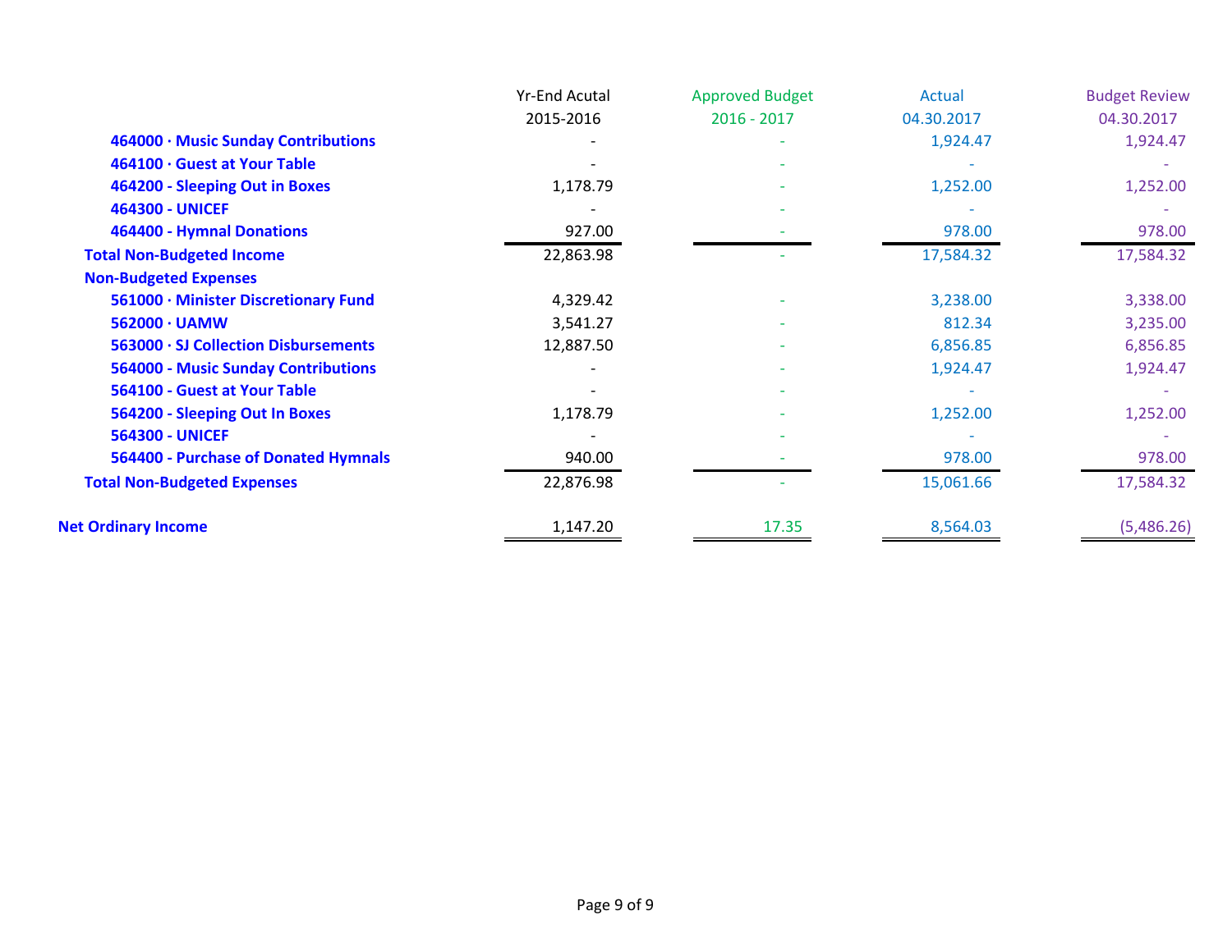| | Yr-End Acutal 2015-2016 | Approved Budget 2016 - 2017 | Actual 04.30.2017 | Budget Review 04.30.2017 |
|---|---|---|---|---|
| **464000 · Music Sunday Contributions** | - | - | 1,924.47 | 1,924.47 |
| **464100 · Guest at Your Table** | - | - | - | - |
| **464200 - Sleeping Out in Boxes** | 1,178.79 | - | 1,252.00 | 1,252.00 |
| **464300 - UNICEF** | - | - | - | - |
| **464400 - Hymnal Donations** | 927.00 | - | 978.00 | 978.00 |
| **Total Non-Budgeted Income** | 22,863.98 | - | 17,584.32 | 17,584.32 |
| **Non-Budgeted Expenses** | | | | |
| **561000 · Minister Discretionary Fund** | 4,329.42 | - | 3,238.00 | 3,338.00 |
| **562000 · UAMW** | 3,541.27 | - | 812.34 | 3,235.00 |
| **563000 · SJ Collection Disbursements** | 12,887.50 | - | 6,856.85 | 6,856.85 |
| **564000 - Music Sunday Contributions** | - | - | 1,924.47 | 1,924.47 |
| **564100 - Guest at Your Table** | - | - | - | - |
| **564200 - Sleeping Out In Boxes** | 1,178.79 | - | 1,252.00 | 1,252.00 |
| **564300 - UNICEF** | - | - | - | - |
| **564400 - Purchase of Donated Hymnals** | 940.00 | - | 978.00 | 978.00 |
| **Total Non-Budgeted Expenses** | 22,876.98 | - | 15,061.66 | 17,584.32 |
| **Net Ordinary Income** | 1,147.20 | 17.35 | 8,564.03 | (5,486.26) |